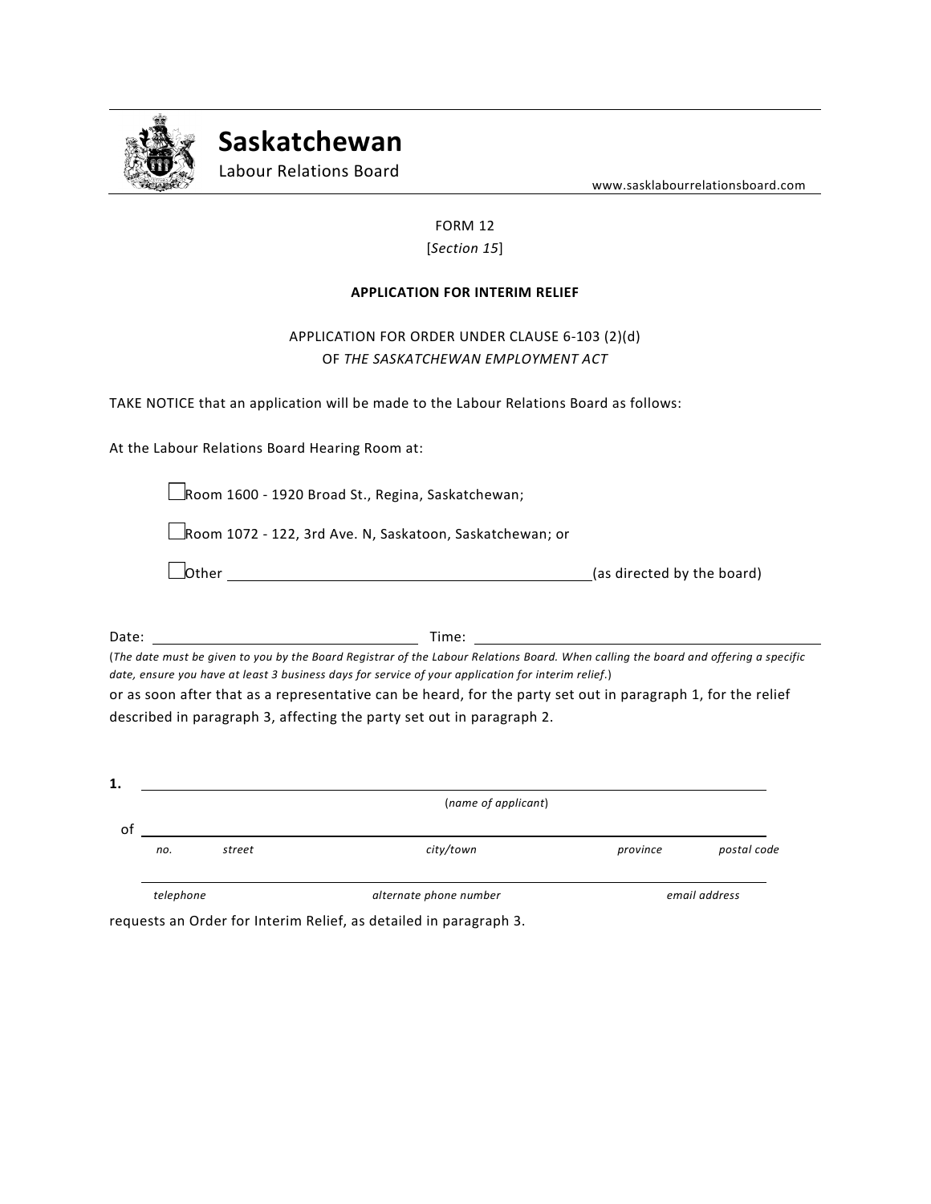# Saskatchewan

Labour Relations Board

www.sasklabourrelationsboard.com

FORM 12

[*Section 15*]

**APPLICATION FOR INTERIM RELIEF**

APPLICATION FOR ORDER UNDER CLAUSE 6-103 (2)(d)
OF *THE SASKATCHEWAN EMPLOYMENT ACT*

TAKE NOTICE that an application will be made to the Labour Relations Board as follows:

At the Labour Relations Board Hearing Room at:

☐ Room 1600 - 1920 Broad St., Regina, Saskatchewan;

☐ Room 1072 - 122, 3rd Ave. N, Saskatoon, Saskatchewan; or

☐ Other ______________________________ (as directed by the board)

Date: ______________________ Time: ______________________

(*The date must be given to you by the Board Registrar of the Labour Relations Board. When calling the board and offering a specific date, ensure you have at least 3 business days for service of your application for interim relief.*)

or as soon after that as a representative can be heard, for the party set out in paragraph 1, for the relief described in paragraph 3, affecting the party set out in paragraph 2.

**1.** ______________________________________________
(*name of applicant*)

of ______________________________________________
*no.* *street* *city/town* *province* *postal code*

______________________________________________
*telephone* *alternate phone number* *email address*

requests an Order for Interim Relief, as detailed in paragraph 3.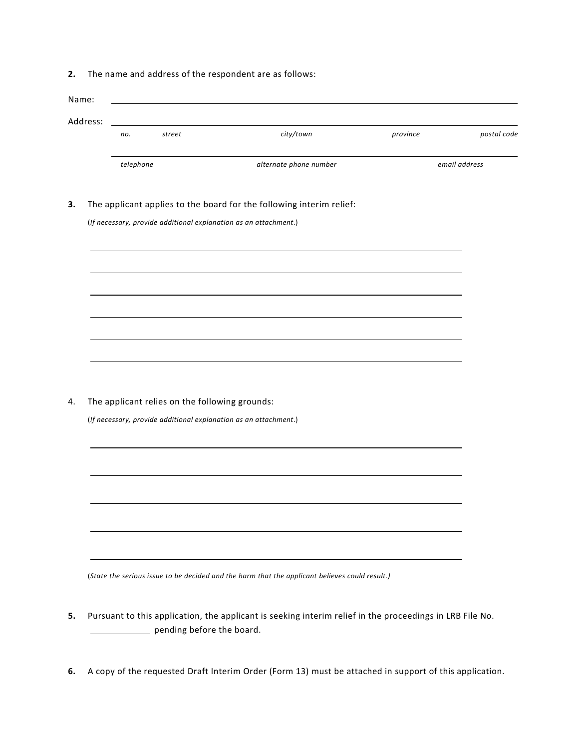**2.** The name and address of the respondent are as follows:

Name: ______________________________________________________________

Address: ______________________________________________________________

*no.* *street* *city/town* *province* *postal code*

______________________________________________________________

*telephone* *alternate phone number* *email address*

**3.** The applicant applies to the board for the following interim relief:

(*If necessary, provide additional explanation as an attachment*.)

______________________________________________________________

______________________________________________________________

______________________________________________________________

______________________________________________________________

______________________________________________________________

______________________________________________________________

4. The applicant relies on the following grounds:

(*If necessary, provide additional explanation as an attachment*.)

______________________________________________________________

______________________________________________________________

______________________________________________________________

______________________________________________________________

______________________________________________________________

(*State the serious issue to be decided and the harm that the applicant believes could result.)*

**5.** Pursuant to this application, the applicant is seeking interim relief in the proceedings in LRB File No. ____________ pending before the board.

**6.** A copy of the requested Draft Interim Order (Form 13) must be attached in support of this application.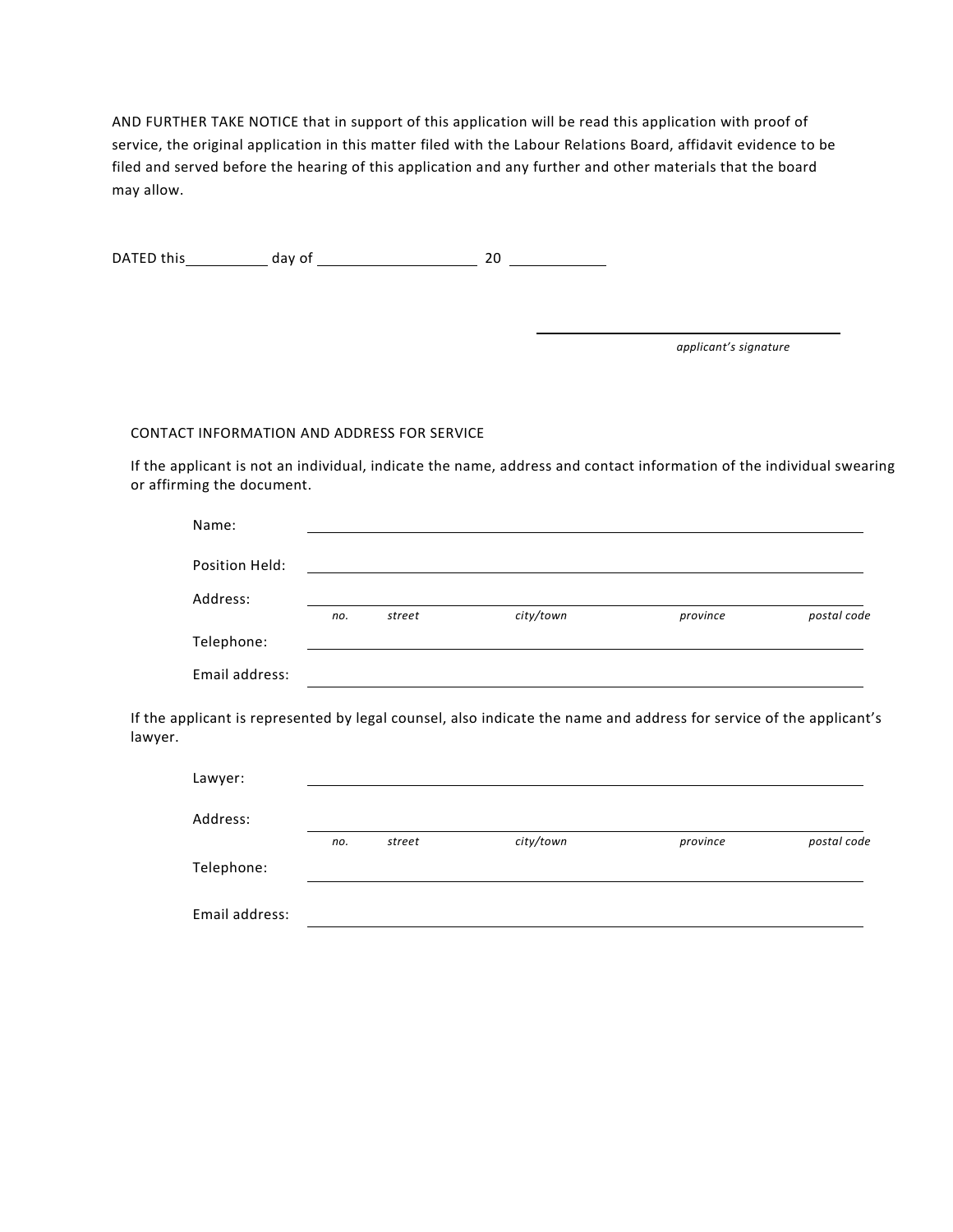AND FURTHER TAKE NOTICE that in support of this application will be read this application with proof of service, the original application in this matter filed with the Labour Relations Board, affidavit evidence to be filed and served before the hearing of this application and any further and other materials that the board may allow.

DATED this __________ day of ____________________ 20 ____________

_________________________________
*applicant's signature*

CONTACT INFORMATION AND ADDRESS FOR SERVICE

If the applicant is not an individual, indicate the name, address and contact information of the individual swearing or affirming the document.

Name: ______________________________________________

Position Held: ______________________________________________

Address: ______________________________________________
*no. street city/town province postal code*

Telephone: ______________________________________________

Email address: ______________________________________________

If the applicant is represented by legal counsel, also indicate the name and address for service of the applicant's lawyer.

Lawyer: ______________________________________________

Address: ______________________________________________
*no. street city/town province postal code*

Telephone: ______________________________________________

Email address: ______________________________________________